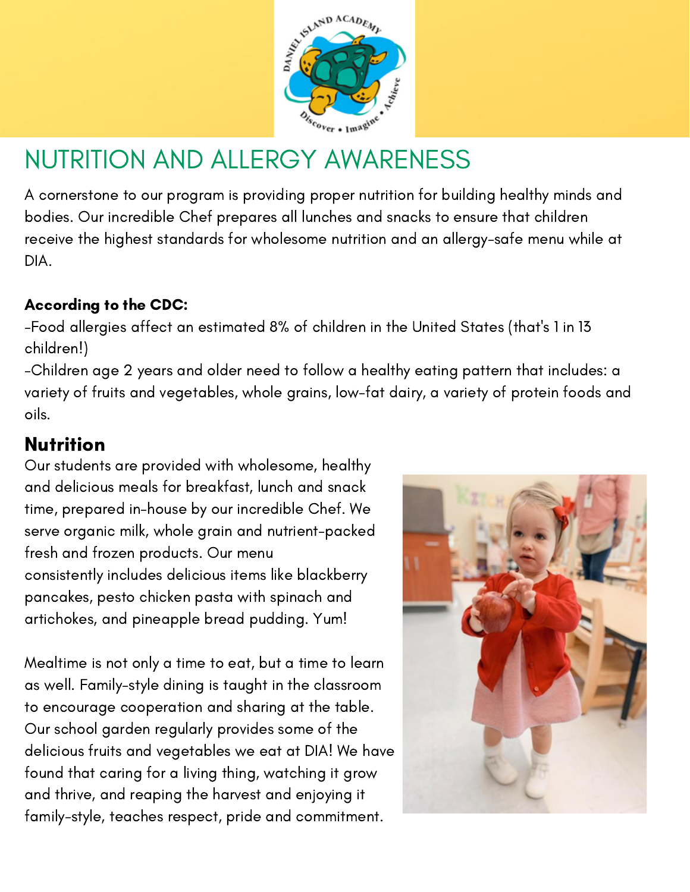# NUTRITION AND ALLERGY AWARENESS

A cornerstone to our program is providing proper nutrition for building healthy minds and bodies. Our incredible Chef prepares all lunches and snacks to ensure that children receive the highest standards for wholesome nutrition and an allergy-safe menu while at DIA.

**According to the CDC:**

-Food allergies affect an estimated 8% of children in the United States (that's 1 in 13 children!)

-Children age 2 years and older need to follow a healthy eating pattern that includes: a variety of fruits and vegetables, whole grains, low-fat dairy, a variety of protein foods and oils.

## Nutrition

Our students are provided with wholesome, healthy and delicious meals for breakfast, lunch and snack time, prepared in-house by our incredible Chef. We serve organic milk, whole grain and nutrient-packed fresh and frozen products. Our menu consistently includes delicious items like blackberry pancakes, pesto chicken pasta with spinach and artichokes, and pineapple bread pudding. Yum!

Mealtime is not only a time to eat, but a time to learn as well. Family-style dining is taught in the classroom to encourage cooperation and sharing at the table. Our school garden regularly provides some of the delicious fruits and vegetables we eat at DIA! We have found that caring for a living thing, watching it grow and thrive, and reaping the harvest and enjoying it family-style, teaches respect, pride and commitment.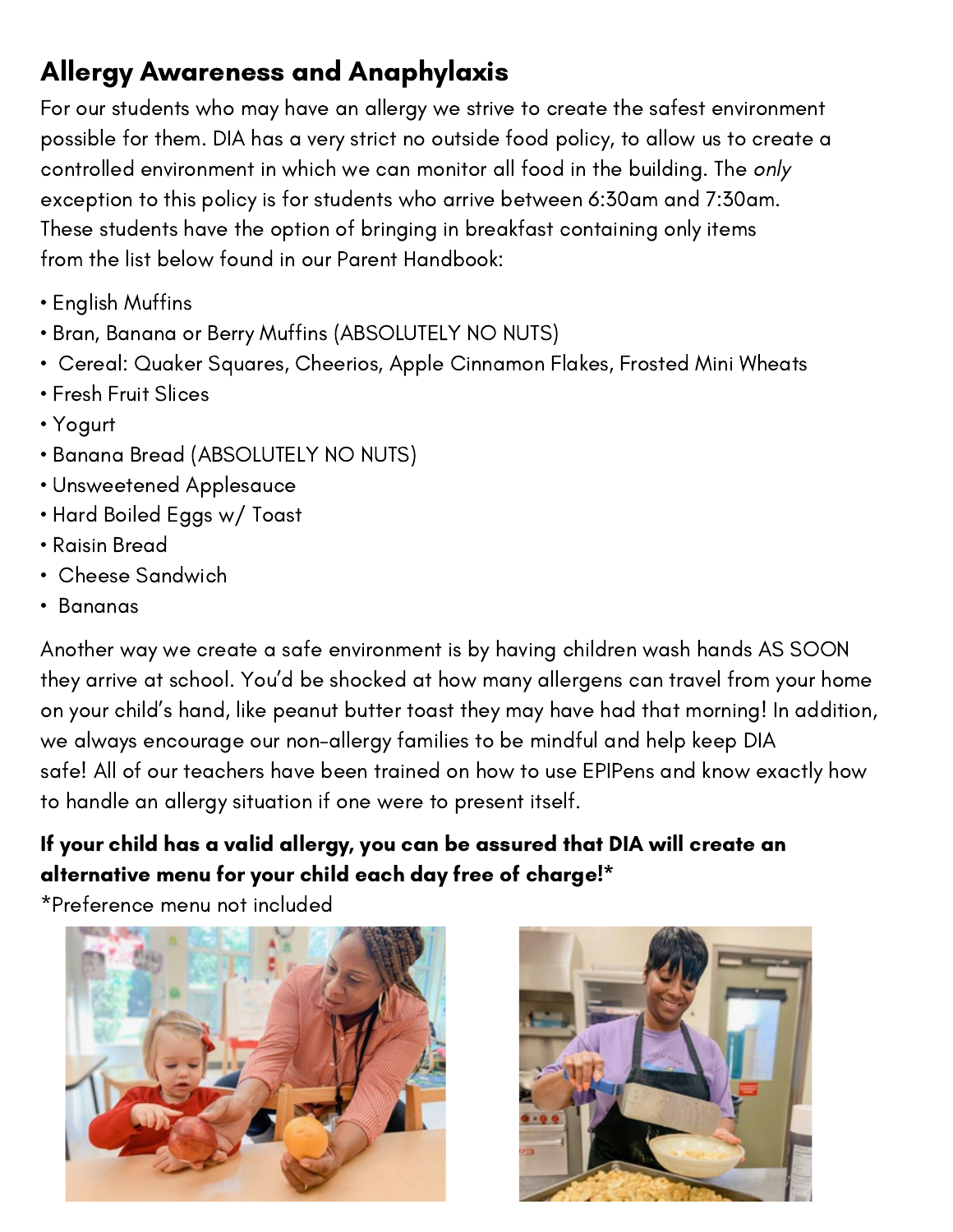## Allergy Awareness and Anaphylaxis

For our students who may have an allergy we strive to create the safest environment possible for them. DIA has a very strict no outside food policy, to allow us to create a controlled environment in which we can monitor all food in the building. The *only* exception to this policy is for students who arrive between 6:30am and 7:30am. These students have the option of bringing in breakfast containing only items from the list below found in our Parent Handbook:

- English Muffins
- Bran, Banana or Berry Muffins (ABSOLUTELY NO NUTS)
- Cereal: Quaker Squares, Cheerios, Apple Cinnamon Flakes, Frosted Mini Wheats
- Fresh Fruit Slices
- Yogurt
- Banana Bread (ABSOLUTELY NO NUTS)
- Unsweetened Applesauce
- Hard Boiled Eggs w/ Toast
- Raisin Bread
- Cheese Sandwich
- Bananas

Another way we create a safe environment is by having children wash hands AS SOON they arrive at school. You'd be shocked at how many allergens can travel from your home on your child's hand, like peanut butter toast they may have had that morning! In addition, we always encourage our non-allergy families to be mindful and help keep DIA safe! All of our teachers have been trained on how to use EPIPens and know exactly how to handle an allergy situation if one were to present itself.

**If your child has a valid allergy, you can be assured that DIA will create an alternative menu for your child each day free of charge!***

*Preference menu not included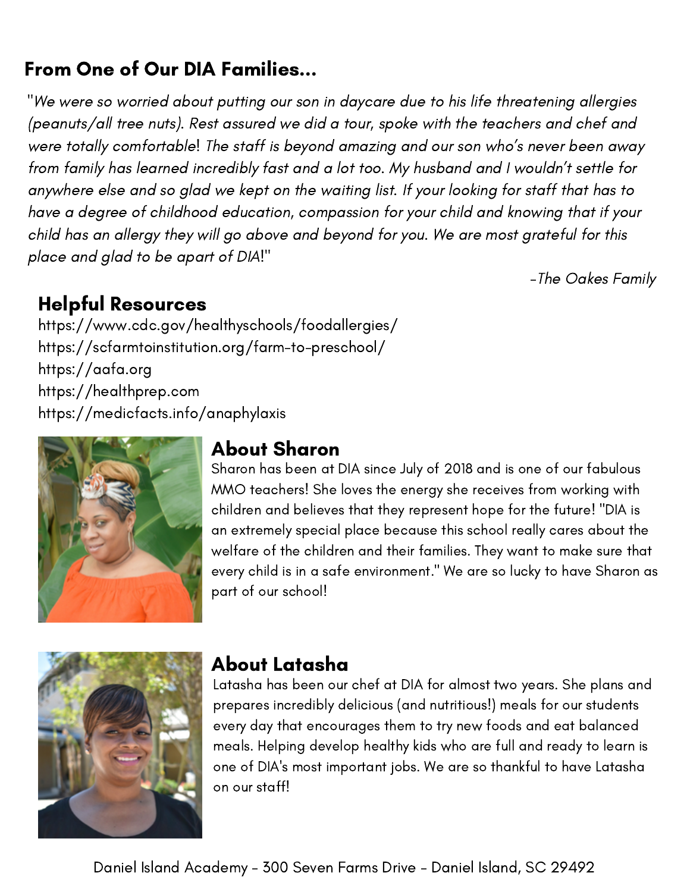## From One of Our DIA Families...

"*We were so worried about putting our son in daycare due to his life threatening allergies (peanuts/all tree nuts). Rest assured we did a tour, spoke with the teachers and chef and were totally comfortable! The staff is beyond amazing and our son who's never been away from family has learned incredibly fast and a lot too. My husband and I wouldn't settle for anywhere else and so glad we kept on the waiting list. If your looking for staff that has to have a degree of childhood education, compassion for your child and knowing that if your child has an allergy they will go above and beyond for you. We are most grateful for this place and glad to be apart of DIA!*"

*-The Oakes Family*

## Helpful Resources

https://www.cdc.gov/healthyschools/foodallergies/
https://scfarmtoinstitution.org/farm-to-preschool/
https://aafa.org
https://healthprep.com
https://medicfacts.info/anaphylaxis

## About Sharon

Sharon has been at DIA since July of 2018 and is one of our fabulous MMO teachers! She loves the energy she receives from working with children and believes that they represent hope for the future! "DIA is an extremely special place because this school really cares about the welfare of the children and their families. They want to make sure that every child is in a safe environment." We are so lucky to have Sharon as part of our school!

## About Latasha

Latasha has been our chef at DIA for almost two years. She plans and prepares incredibly delicious (and nutritious!) meals for our students every day that encourages them to try new foods and eat balanced meals. Helping develop healthy kids who are full and ready to learn is one of DIA's most important jobs. We are so thankful to have Latasha on our staff!

Daniel Island Academy - 300 Seven Farms Drive - Daniel Island, SC 29492